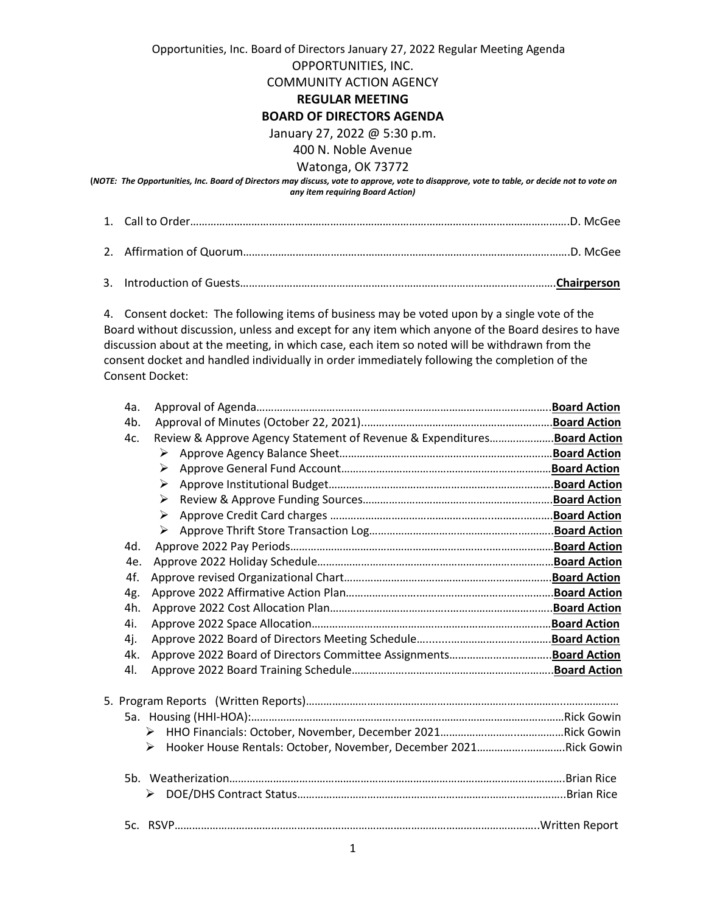Opportunities, Inc. Board of Directors January 27, 2022 Regular Meeting Agenda

OPPORTUNITIES, INC.

COMMUNITY ACTION AGENCY

**REGULAR MEETING**

**BOARD OF DIRECTORS AGENDA**

January 27, 2022 @ 5:30 p.m.

400 N. Noble Avenue

Watonga, OK 73772

**(*NOTE: The Opportunities, Inc. Board of Directors may discuss, vote to approve, vote to disapprove, vote to table, or decide not to vote on any item requiring Board Action)***

1. Call to Order……………………………………………………………………………………………………….D. McGee

2. Affirmation of Quorum……………………………………………………………………………………….D. McGee

3. Introduction of Guests………………………………………………………………………………………**Chairperson**

4. Consent docket: The following items of business may be voted upon by a single vote of the Board without discussion, unless and except for any item which anyone of the Board desires to have discussion about at the meeting, in which case, each item so noted will be withdrawn from the consent docket and handled individually in order immediately following the completion of the Consent Docket:

   - 4a. Approval of Agenda…………………………………………………………………………**Board Action**
   - 4b. Approval of Minutes (October 22, 2021)…………………………………………………**Board Action**
   - 4c. Review & Approve Agency Statement of Revenue & Expenditures…………………**Board Action**
     - ➢ Approve Agency Balance Sheet……………………………………………………**Board Action**
     - ➢ Approve General Fund Account……………………………………………………**Board Action**
     - ➢ Approve Institutional Budget………………………………………………………**Board Action**
     - ➢ Review & Approve Funding Sources………………………………………………**Board Action**
     - ➢ Approve Credit Card charges ………………………………………………………**Board Action**
     - ➢ Approve Thrift Store Transaction Log………………………………………………**Board Action**
   - 4d. Approve 2022 Pay Periods………………………………………………………………**Board Action**
   - 4e. Approve 2022 Holiday Schedule…………………………………………………………**Board Action**
   - 4f. Approve revised Organizational Chart……………………………………………………**Board Action**
   - 4g. Approve 2022 Affirmative Action Plan……………………………………………………**Board Action**
   - 4h. Approve 2022 Cost Allocation Plan………………………………………………………**Board Action**
   - 4i. Approve 2022 Space Allocation……………………………………………………………**Board Action**
   - 4j. Approve 2022 Board of Directors Meeting Schedule……………………………………**Board Action**
   - 4k. Approve 2022 Board of Directors Committee Assignments……………………………**Board Action**
   - 4l. Approve 2022 Board Training Schedule……………………………………………………**Board Action**

5. Program Reports (Written Reports)…………………………………………………………………………
   - 5a. Housing (HHI-HOA):……………………………………………………………………Rick Gowin
     - ➢ HHO Financials: October, November, December 2021…………………………Rick Gowin
     - ➢ Hooker House Rentals: October, November, December 2021…………………Rick Gowin
   - 5b. Weatherization………………………………………………………………………………Brian Rice
     - ➢ DOE/DHS Contract Status……………………………………………………………Brian Rice
   - 5c. RSVP……………………………………………………………………………………Written Report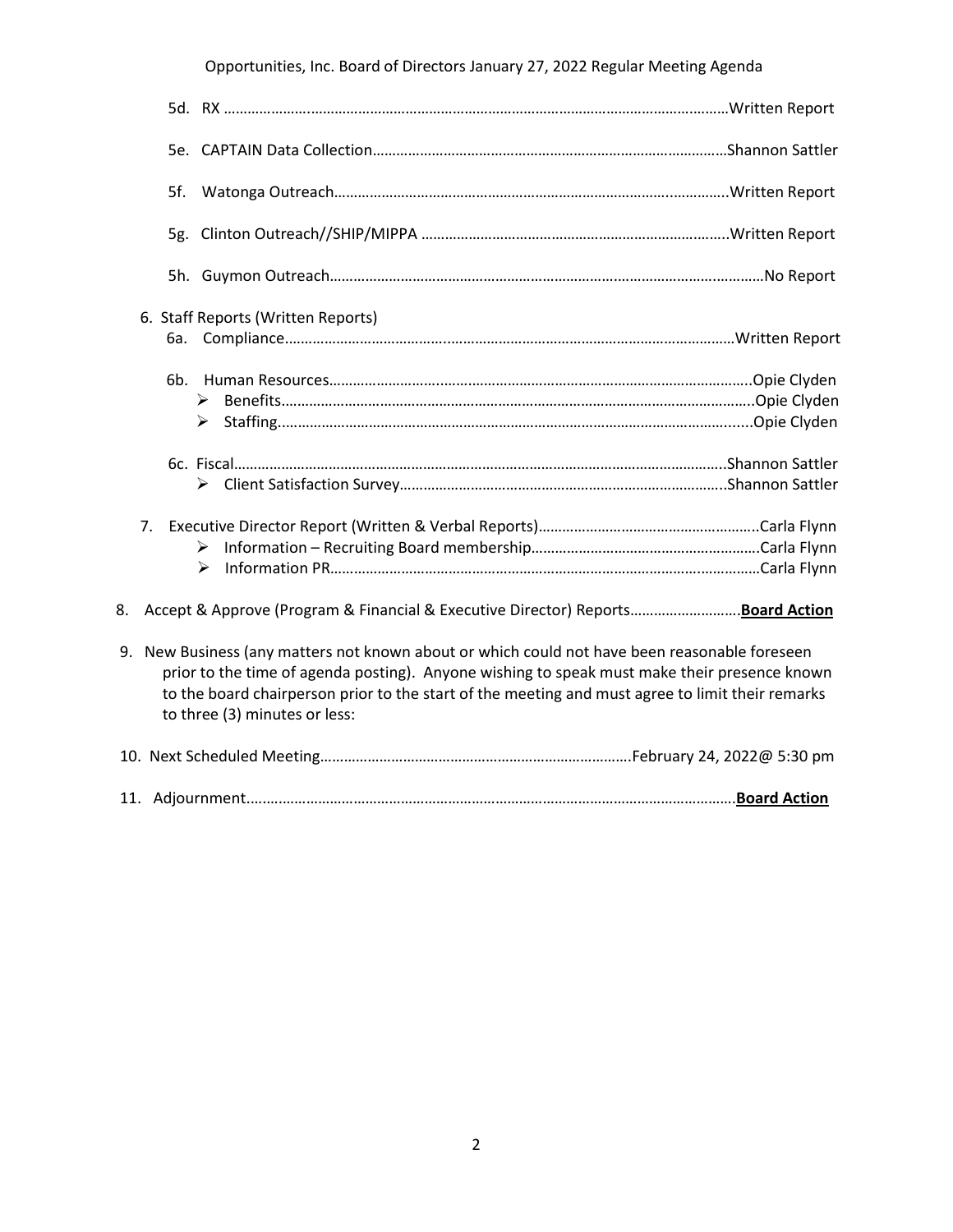5d. RX …………………………………………………………………………………………………………………Written Report

5e. CAPTAIN Data Collection……………………………………………………………………………Shannon Sattler

5f. Watonga Outreach……………………………………………………………………………………..Written Report

5g. Clinton Outreach//SHIP/MIPPA …………………………………………………………………..Written Report

5h. Guymon Outreach…………………………………………………………………………………………No Report

6. Staff Reports (Written Reports)
   - 6a. Compliance………………………………………………………………………………………………Written Report
   - 6b. Human Resources………………………………………………………………………………………..Opie Clyden
     - ➢ Benefits……………………………………………………………………………………………………Opie Clyden
     - ➢ Staffing……………………………………………………………………………………………………Opie Clyden
   - 6c. Fiscal………………………………………………………………………………………………………..Shannon Sattler
     - ➢ Client Satisfaction Survey………………………………………………………………………..Shannon Sattler

7. Executive Director Report (Written & Verbal Reports)………………………………………………..Carla Flynn
   - ➢ Information – Recruiting Board membership………………………………………………….Carla Flynn
   - ➢ Information PR……………………………………………………………………………………………Carla Flynn

8. Accept & Approve (Program & Financial & Executive Director) Reports……………………….**Board Action**

9. New Business (any matters not known about or which could not have been reasonable foreseen prior to the time of agenda posting). Anyone wishing to speak must make their presence known to the board chairperson prior to the start of the meeting and must agree to limit their remarks to three (3) minutes or less:

10. Next Scheduled Meeting……………………………………………………………………..February 24, 2022@ 5:30 pm

11. Adjournment……………………………………………………………………………………………………….**Board Action**